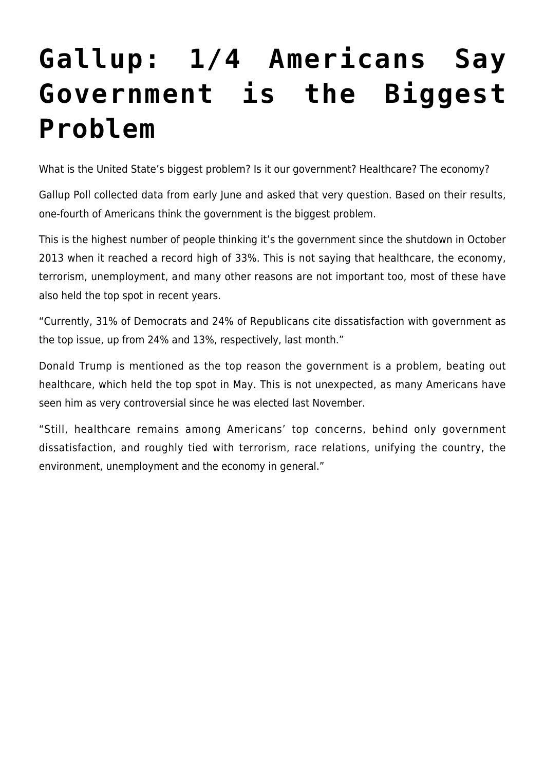# Gallup: 1/4 Americans Say Government is the Biggest Problem

What is the United State's biggest problem? Is it our government? Healthcare? The economy?

Gallup Poll collected data from early June and asked that very question. Based on their results, one-fourth of Americans think the government is the biggest problem.

This is the highest number of people thinking it's the government since the shutdown in October 2013 when it reached a record high of 33%. This is not saying that healthcare, the economy, terrorism, unemployment, and many other reasons are not important too, most of these have also held the top spot in recent years.

"Currently, 31% of Democrats and 24% of Republicans cite dissatisfaction with government as the top issue, up from 24% and 13%, respectively, last month."

Donald Trump is mentioned as the top reason the government is a problem, beating out healthcare, which held the top spot in May. This is not unexpected, as many Americans have seen him as very controversial since he was elected last November.

"Still, healthcare remains among Americans' top concerns, behind only government dissatisfaction, and roughly tied with terrorism, race relations, unifying the country, the environment, unemployment and the economy in general."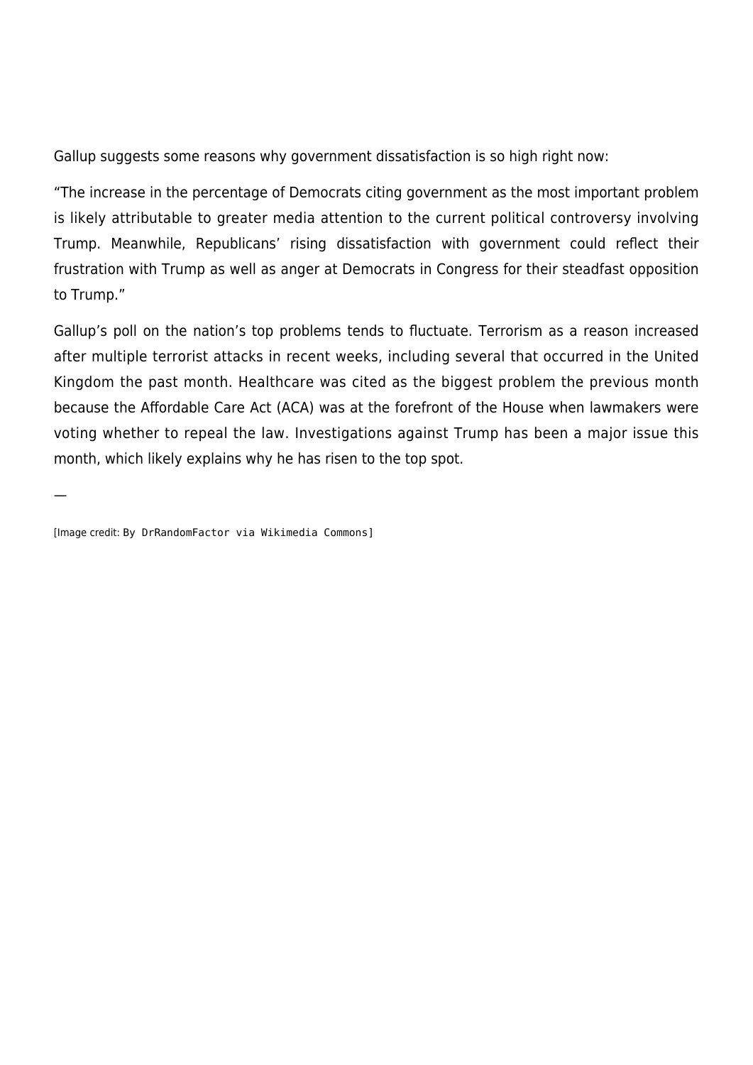Gallup suggests some reasons why government dissatisfaction is so high right now:

"The increase in the percentage of Democrats citing government as the most important problem is likely attributable to greater media attention to the current political controversy involving Trump. Meanwhile, Republicans' rising dissatisfaction with government could reflect their frustration with Trump as well as anger at Democrats in Congress for their steadfast opposition to Trump."

Gallup's poll on the nation's top problems tends to fluctuate. Terrorism as a reason increased after multiple terrorist attacks in recent weeks, including several that occurred in the United Kingdom the past month. Healthcare was cited as the biggest problem the previous month because the Affordable Care Act (ACA) was at the forefront of the House when lawmakers were voting whether to repeal the law. Investigations against Trump has been a major issue this month, which likely explains why he has risen to the top spot.

—

[Image credit: By DrRandomFactor via Wikimedia Commons]